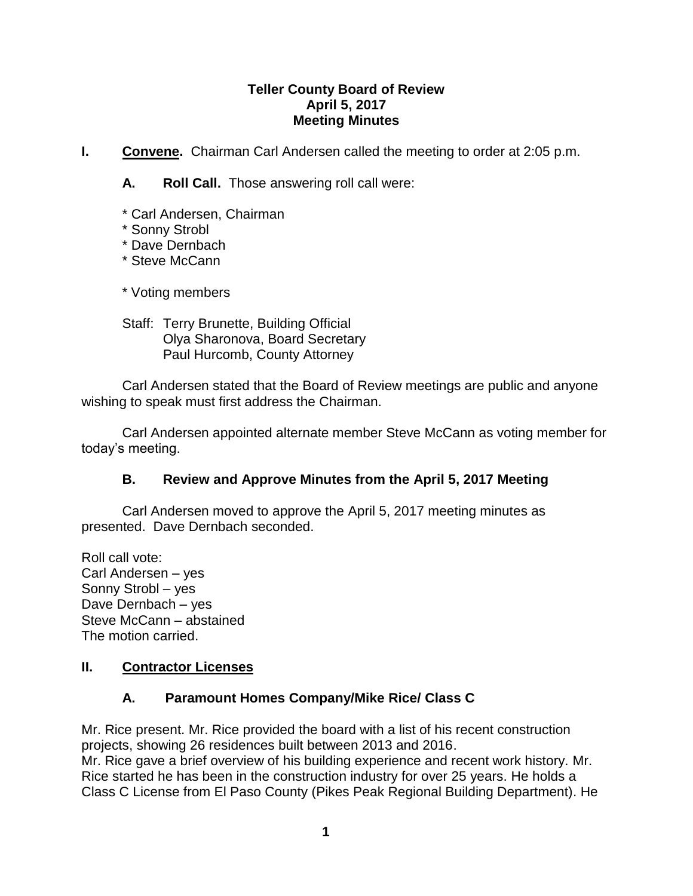**Teller County Board of Review**
**April 5, 2017**
**Meeting Minutes**

**I. Convene.** Chairman Carl Andersen called the meeting to order at 2:05 p.m.

**A. Roll Call.** Those answering roll call were:

* Carl Andersen, Chairman
* Sonny Strobl
* Dave Dernbach
* Steve McCann

* Voting members

Staff: Terry Brunette, Building Official
Olya Sharonova, Board Secretary
Paul Hurcomb, County Attorney

Carl Andersen stated that the Board of Review meetings are public and anyone wishing to speak must first address the Chairman.

Carl Andersen appointed alternate member Steve McCann as voting member for today's meeting.

**B. Review and Approve Minutes from the April 5, 2017 Meeting**

Carl Andersen moved to approve the April 5, 2017 meeting minutes as presented. Dave Dernbach seconded.

Roll call vote:
Carl Andersen – yes
Sonny Strobl – yes
Dave Dernbach – yes
Steve McCann – abstained
The motion carried.

**II. Contractor Licenses**

**A. Paramount Homes Company/Mike Rice/ Class C**

Mr. Rice present. Mr. Rice provided the board with a list of his recent construction projects, showing 26 residences built between 2013 and 2016.
Mr. Rice gave a brief overview of his building experience and recent work history. Mr. Rice started he has been in the construction industry for over 25 years. He holds a Class C License from El Paso County (Pikes Peak Regional Building Department). He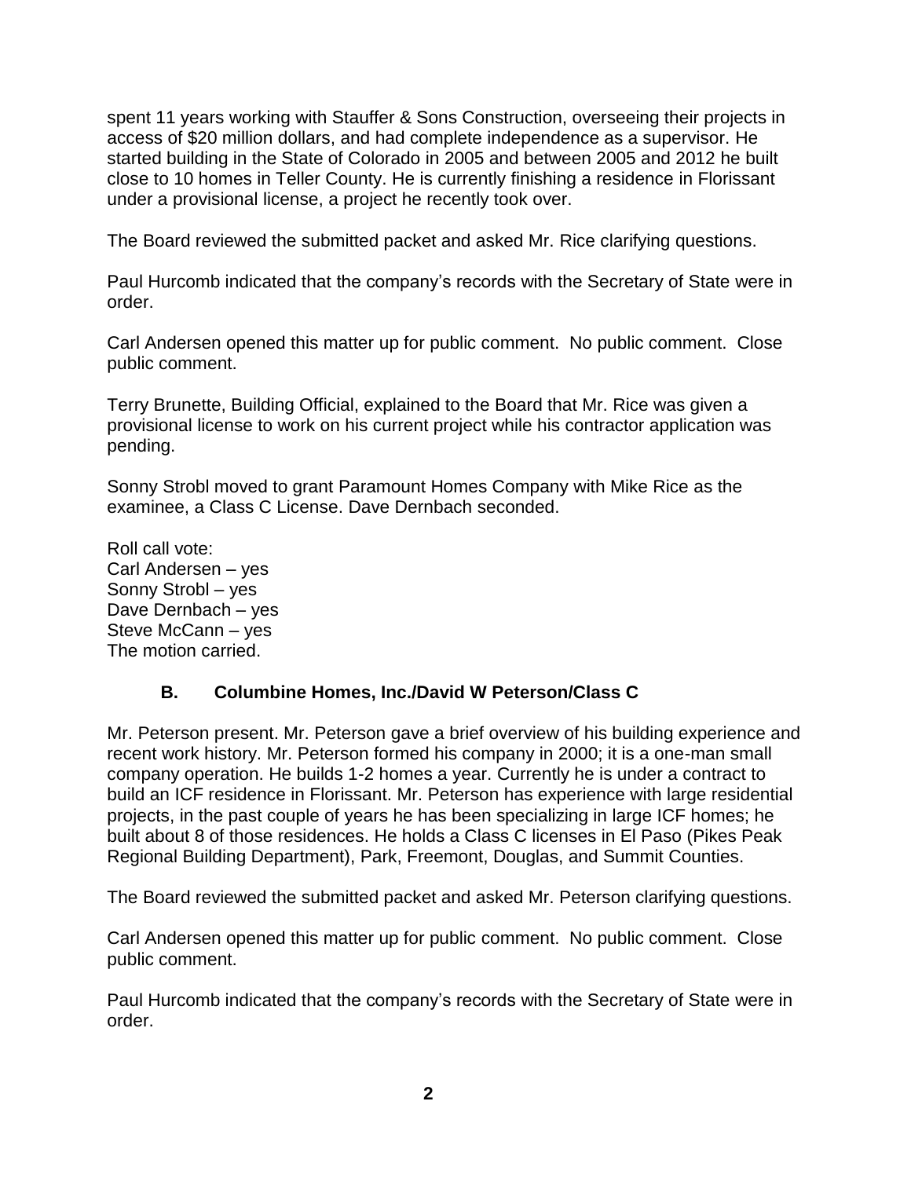spent 11 years working with Stauffer & Sons Construction, overseeing their projects in access of $20 million dollars, and had complete independence as a supervisor. He started building in the State of Colorado in 2005 and between 2005 and 2012 he built close to 10 homes in Teller County. He is currently finishing a residence in Florissant under a provisional license, a project he recently took over.

The Board reviewed the submitted packet and asked Mr. Rice clarifying questions.

Paul Hurcomb indicated that the company's records with the Secretary of State were in order.

Carl Andersen opened this matter up for public comment. No public comment. Close public comment.

Terry Brunette, Building Official, explained to the Board that Mr. Rice was given a provisional license to work on his current project while his contractor application was pending.

Sonny Strobl moved to grant Paramount Homes Company with Mike Rice as the examinee, a Class C License. Dave Dernbach seconded.

Roll call vote:
Carl Andersen – yes
Sonny Strobl – yes
Dave Dernbach – yes
Steve McCann – yes
The motion carried.

### B. Columbine Homes, Inc./David W Peterson/Class C

Mr. Peterson present. Mr. Peterson gave a brief overview of his building experience and recent work history. Mr. Peterson formed his company in 2000; it is a one-man small company operation. He builds 1-2 homes a year. Currently he is under a contract to build an ICF residence in Florissant. Mr. Peterson has experience with large residential projects, in the past couple of years he has been specializing in large ICF homes; he built about 8 of those residences. He holds a Class C licenses in El Paso (Pikes Peak Regional Building Department), Park, Freemont, Douglas, and Summit Counties.

The Board reviewed the submitted packet and asked Mr. Peterson clarifying questions.

Carl Andersen opened this matter up for public comment. No public comment. Close public comment.

Paul Hurcomb indicated that the company's records with the Secretary of State were in order.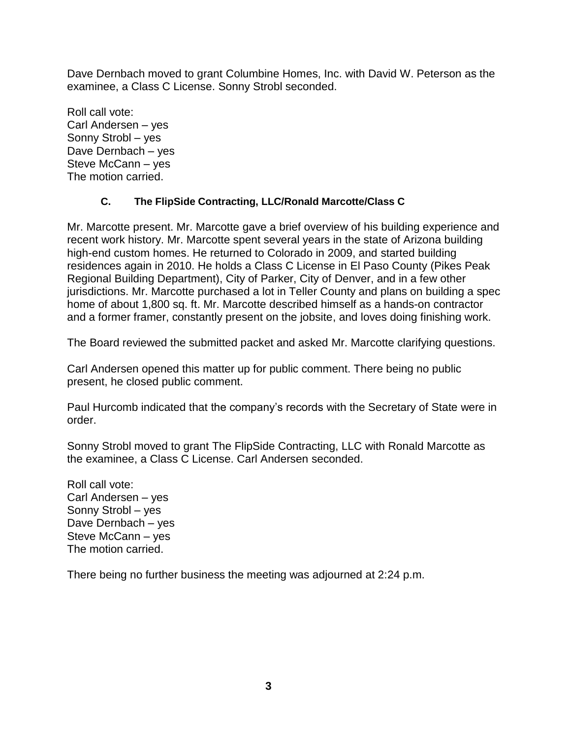Dave Dernbach moved to grant Columbine Homes, Inc. with David W. Peterson as the examinee, a Class C License. Sonny Strobl seconded.

Roll call vote:
Carl Andersen – yes
Sonny Strobl – yes
Dave Dernbach – yes
Steve McCann – yes
The motion carried.

### C. The FlipSide Contracting, LLC/Ronald Marcotte/Class C

Mr. Marcotte present. Mr. Marcotte gave a brief overview of his building experience and recent work history. Mr. Marcotte spent several years in the state of Arizona building high-end custom homes. He returned to Colorado in 2009, and started building residences again in 2010. He holds a Class C License in El Paso County (Pikes Peak Regional Building Department), City of Parker, City of Denver, and in a few other jurisdictions. Mr. Marcotte purchased a lot in Teller County and plans on building a spec home of about 1,800 sq. ft. Mr. Marcotte described himself as a hands-on contractor and a former framer, constantly present on the jobsite, and loves doing finishing work.

The Board reviewed the submitted packet and asked Mr. Marcotte clarifying questions.

Carl Andersen opened this matter up for public comment. There being no public present, he closed public comment.

Paul Hurcomb indicated that the company's records with the Secretary of State were in order.

Sonny Strobl moved to grant The FlipSide Contracting, LLC with Ronald Marcotte as the examinee, a Class C License. Carl Andersen seconded.

Roll call vote:
Carl Andersen – yes
Sonny Strobl – yes
Dave Dernbach – yes
Steve McCann – yes
The motion carried.

There being no further business the meeting was adjourned at 2:24 p.m.